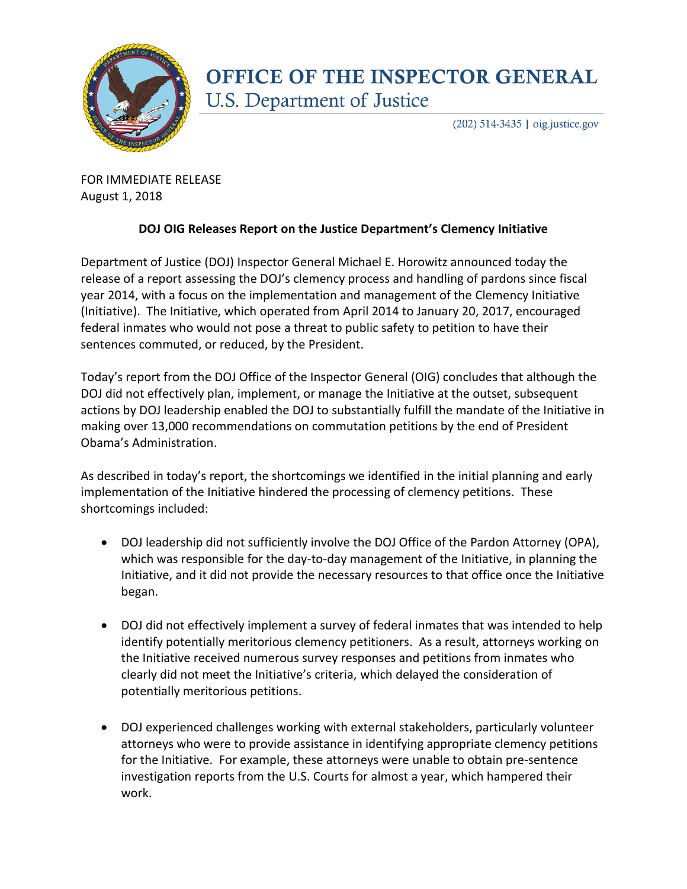# OFFICE OF THE INSPECTOR GENERAL
U.S. Department of Justice

(202) 514-3435 | oig.justice.gov

FOR IMMEDIATE RELEASE
August 1, 2018

**DOJ OIG Releases Report on the Justice Department's Clemency Initiative**

Department of Justice (DOJ) Inspector General Michael E. Horowitz announced today the release of a report assessing the DOJ's clemency process and handling of pardons since fiscal year 2014, with a focus on the implementation and management of the Clemency Initiative (Initiative). The Initiative, which operated from April 2014 to January 20, 2017, encouraged federal inmates who would not pose a threat to public safety to petition to have their sentences commuted, or reduced, by the President.

Today's report from the DOJ Office of the Inspector General (OIG) concludes that although the DOJ did not effectively plan, implement, or manage the Initiative at the outset, subsequent actions by DOJ leadership enabled the DOJ to substantially fulfill the mandate of the Initiative in making over 13,000 recommendations on commutation petitions by the end of President Obama's Administration.

As described in today's report, the shortcomings we identified in the initial planning and early implementation of the Initiative hindered the processing of clemency petitions. These shortcomings included:

- DOJ leadership did not sufficiently involve the DOJ Office of the Pardon Attorney (OPA), which was responsible for the day-to-day management of the Initiative, in planning the Initiative, and it did not provide the necessary resources to that office once the Initiative began.

- DOJ did not effectively implement a survey of federal inmates that was intended to help identify potentially meritorious clemency petitioners. As a result, attorneys working on the Initiative received numerous survey responses and petitions from inmates who clearly did not meet the Initiative's criteria, which delayed the consideration of potentially meritorious petitions.

- DOJ experienced challenges working with external stakeholders, particularly volunteer attorneys who were to provide assistance in identifying appropriate clemency petitions for the Initiative. For example, these attorneys were unable to obtain pre-sentence investigation reports from the U.S. Courts for almost a year, which hampered their work.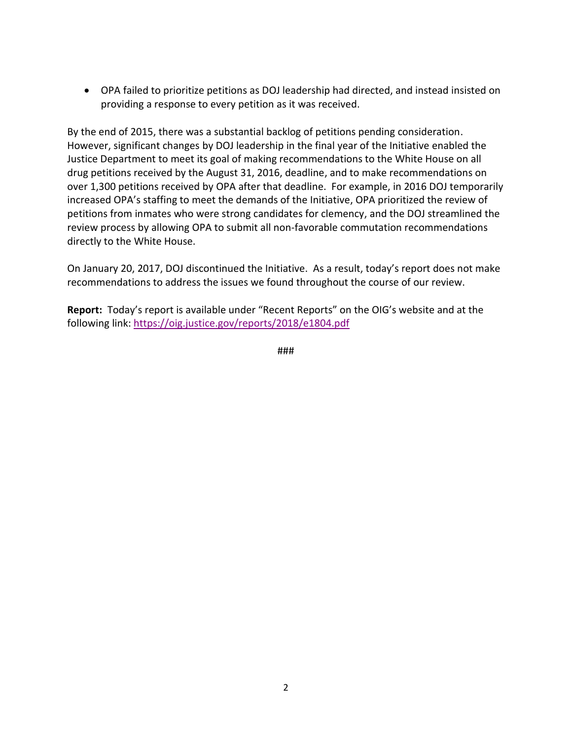- OPA failed to prioritize petitions as DOJ leadership had directed, and instead insisted on providing a response to every petition as it was received.

By the end of 2015, there was a substantial backlog of petitions pending consideration. However, significant changes by DOJ leadership in the final year of the Initiative enabled the Justice Department to meet its goal of making recommendations to the White House on all drug petitions received by the August 31, 2016, deadline, and to make recommendations on over 1,300 petitions received by OPA after that deadline. For example, in 2016 DOJ temporarily increased OPA's staffing to meet the demands of the Initiative, OPA prioritized the review of petitions from inmates who were strong candidates for clemency, and the DOJ streamlined the review process by allowing OPA to submit all non-favorable commutation recommendations directly to the White House.

On January 20, 2017, DOJ discontinued the Initiative. As a result, today's report does not make recommendations to address the issues we found throughout the course of our review.

**Report:** Today's report is available under "Recent Reports" on the OIG's website and at the following link: https://oig.justice.gov/reports/2018/e1804.pdf

###